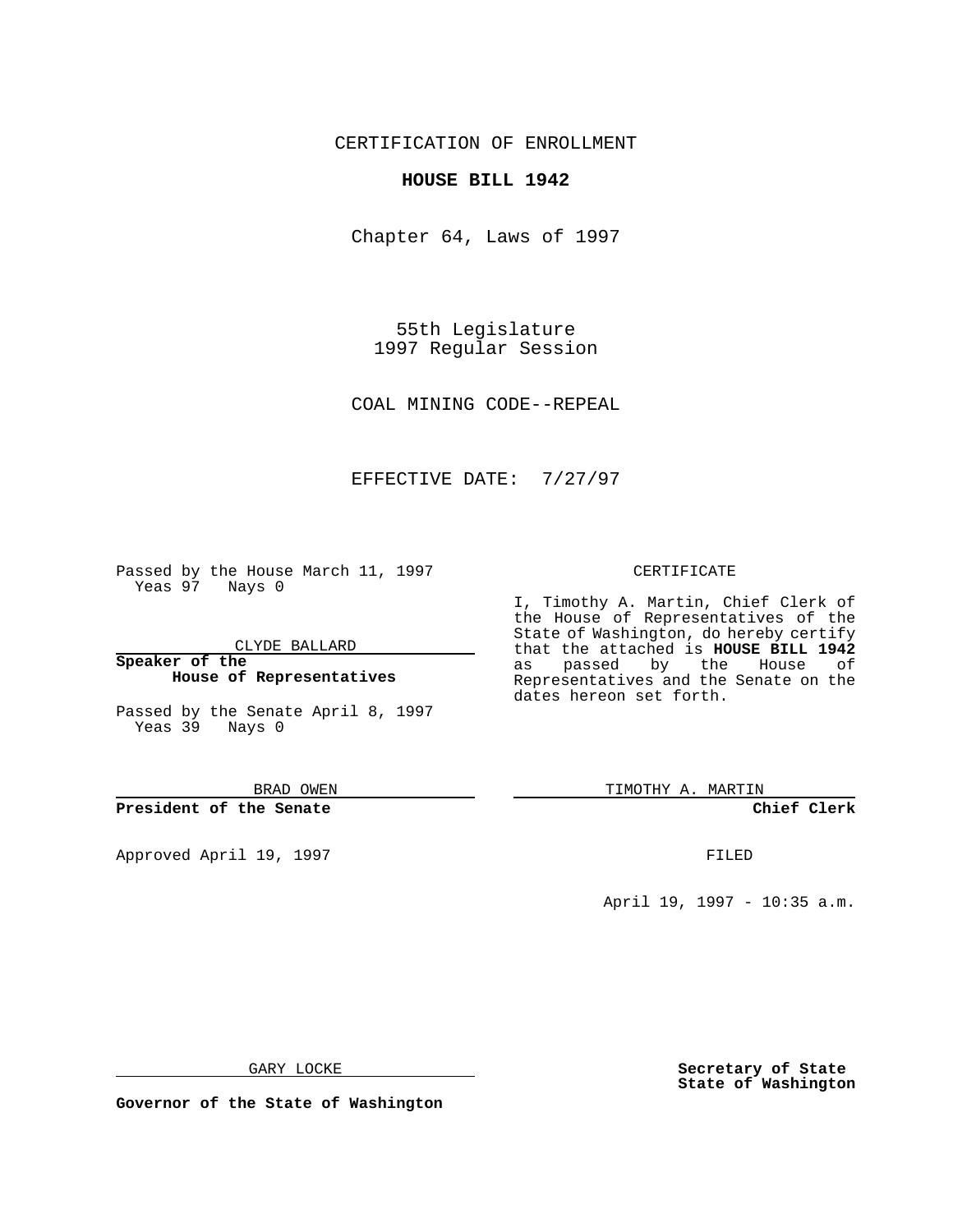CERTIFICATION OF ENROLLMENT

**HOUSE BILL 1942**

Chapter 64, Laws of 1997

55th Legislature
1997 Regular Session

COAL MINING CODE--REPEAL

EFFECTIVE DATE: 7/27/97

Passed by the House March 11, 1997
Yeas 97 Nays 0

CLYDE BALLARD

**Speaker of the House of Representatives**

Passed by the Senate April 8, 1997
Yeas 39 Nays 0

BRAD OWEN

**President of the Senate**

Approved April 19, 1997

GARY LOCKE

**Governor of the State of Washington**

CERTIFICATE

I, Timothy A. Martin, Chief Clerk of the House of Representatives of the State of Washington, do hereby certify that the attached is **HOUSE BILL 1942** as passed by the House of Representatives and the Senate on the dates hereon set forth.

TIMOTHY A. MARTIN

**Chief Clerk**

FILED

April 19, 1997 - 10:35 a.m.

**Secretary of State**
**State of Washington**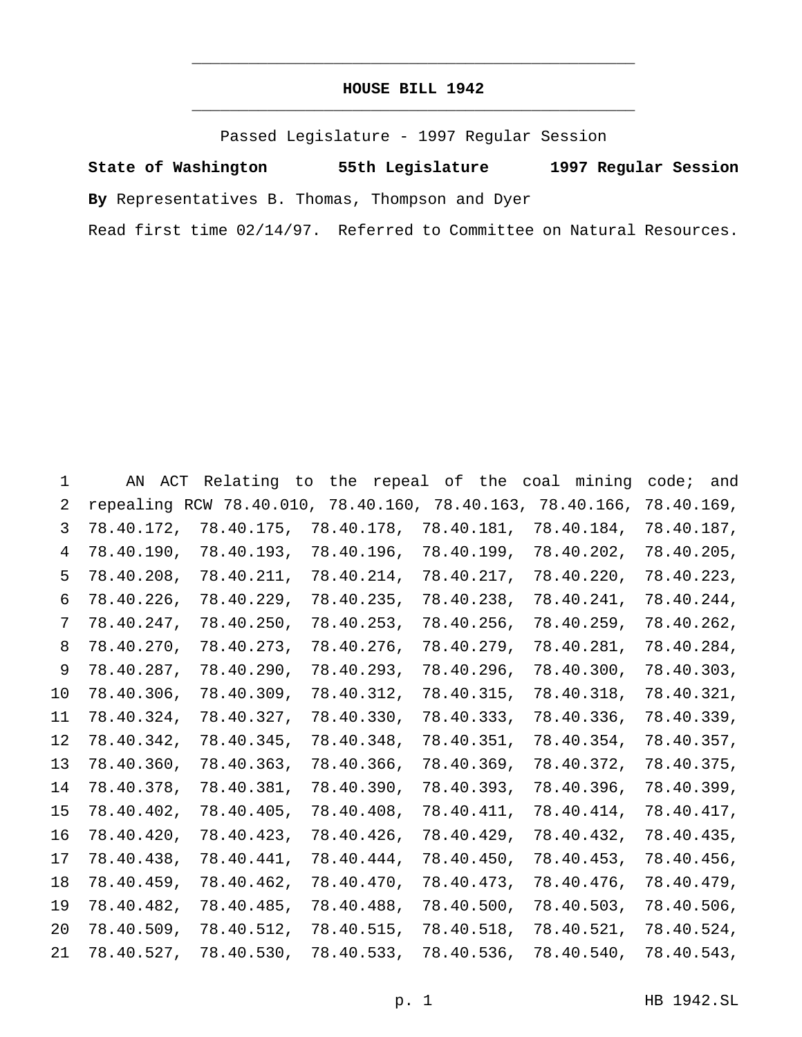# HOUSE BILL 1942

Passed Legislature - 1997 Regular Session

**State of Washington** **55th Legislature** **1997 Regular Session**

**By** Representatives B. Thomas, Thompson and Dyer

Read first time 02/14/97. Referred to Committee on Natural Resources.

AN ACT Relating to the repeal of the coal mining code; and repealing RCW 78.40.010, 78.40.160, 78.40.163, 78.40.166, 78.40.169, 78.40.172, 78.40.175, 78.40.178, 78.40.181, 78.40.184, 78.40.187, 78.40.190, 78.40.193, 78.40.196, 78.40.199, 78.40.202, 78.40.205, 78.40.208, 78.40.211, 78.40.214, 78.40.217, 78.40.220, 78.40.223, 78.40.226, 78.40.229, 78.40.235, 78.40.238, 78.40.241, 78.40.244, 78.40.247, 78.40.250, 78.40.253, 78.40.256, 78.40.259, 78.40.262, 78.40.270, 78.40.273, 78.40.276, 78.40.279, 78.40.281, 78.40.284, 78.40.287, 78.40.290, 78.40.293, 78.40.296, 78.40.300, 78.40.303, 78.40.306, 78.40.309, 78.40.312, 78.40.315, 78.40.318, 78.40.321, 78.40.324, 78.40.327, 78.40.330, 78.40.333, 78.40.336, 78.40.339, 78.40.342, 78.40.345, 78.40.348, 78.40.351, 78.40.354, 78.40.357, 78.40.360, 78.40.363, 78.40.366, 78.40.369, 78.40.372, 78.40.375, 78.40.378, 78.40.381, 78.40.390, 78.40.393, 78.40.396, 78.40.399, 78.40.402, 78.40.405, 78.40.408, 78.40.411, 78.40.414, 78.40.417, 78.40.420, 78.40.423, 78.40.426, 78.40.429, 78.40.432, 78.40.435, 78.40.438, 78.40.441, 78.40.444, 78.40.450, 78.40.453, 78.40.456, 78.40.459, 78.40.462, 78.40.470, 78.40.473, 78.40.476, 78.40.479, 78.40.482, 78.40.485, 78.40.488, 78.40.500, 78.40.503, 78.40.506, 78.40.509, 78.40.512, 78.40.515, 78.40.518, 78.40.521, 78.40.524, 78.40.527, 78.40.530, 78.40.533, 78.40.536, 78.40.540, 78.40.543,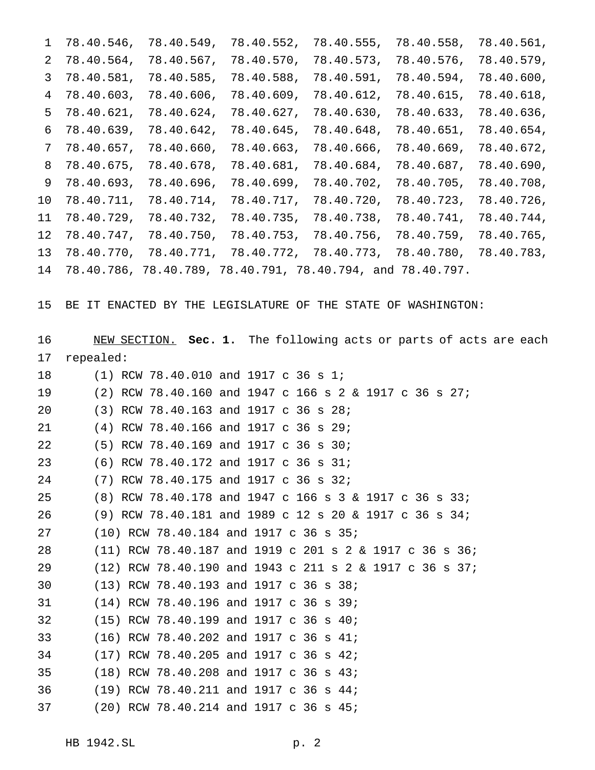78.40.546, 78.40.549, 78.40.552, 78.40.555, 78.40.558, 78.40.561, 78.40.564, 78.40.567, 78.40.570, 78.40.573, 78.40.576, 78.40.579, 78.40.581, 78.40.585, 78.40.588, 78.40.591, 78.40.594, 78.40.600, 78.40.603, 78.40.606, 78.40.609, 78.40.612, 78.40.615, 78.40.618, 78.40.621, 78.40.624, 78.40.627, 78.40.630, 78.40.633, 78.40.636, 78.40.639, 78.40.642, 78.40.645, 78.40.648, 78.40.651, 78.40.654, 78.40.657, 78.40.660, 78.40.663, 78.40.666, 78.40.669, 78.40.672, 78.40.675, 78.40.678, 78.40.681, 78.40.684, 78.40.687, 78.40.690, 78.40.693, 78.40.696, 78.40.699, 78.40.702, 78.40.705, 78.40.708, 78.40.711, 78.40.714, 78.40.717, 78.40.720, 78.40.723, 78.40.726, 78.40.729, 78.40.732, 78.40.735, 78.40.738, 78.40.741, 78.40.744, 78.40.747, 78.40.750, 78.40.753, 78.40.756, 78.40.759, 78.40.765, 78.40.770, 78.40.771, 78.40.772, 78.40.773, 78.40.780, 78.40.783, 78.40.786, 78.40.789, 78.40.791, 78.40.794, and 78.40.797.

BE IT ENACTED BY THE LEGISLATURE OF THE STATE OF WASHINGTON:

NEW SECTION. **Sec. 1.** The following acts or parts of acts are each repealed:

(1) RCW 78.40.010 and 1917 c 36 s 1;

(2) RCW 78.40.160 and 1947 c 166 s 2 & 1917 c 36 s 27;

(3) RCW 78.40.163 and 1917 c 36 s 28;

(4) RCW 78.40.166 and 1917 c 36 s 29;

(5) RCW 78.40.169 and 1917 c 36 s 30;

(6) RCW 78.40.172 and 1917 c 36 s 31;

(7) RCW 78.40.175 and 1917 c 36 s 32;

(8) RCW 78.40.178 and 1947 c 166 s 3 & 1917 c 36 s 33;

(9) RCW 78.40.181 and 1989 c 12 s 20 & 1917 c 36 s 34;

(10) RCW 78.40.184 and 1917 c 36 s 35;

(11) RCW 78.40.187 and 1919 c 201 s 2 & 1917 c 36 s 36;

(12) RCW 78.40.190 and 1943 c 211 s 2 & 1917 c 36 s 37;

(13) RCW 78.40.193 and 1917 c 36 s 38;

(14) RCW 78.40.196 and 1917 c 36 s 39;

(15) RCW 78.40.199 and 1917 c 36 s 40;

(16) RCW 78.40.202 and 1917 c 36 s 41;

(17) RCW 78.40.205 and 1917 c 36 s 42;

(18) RCW 78.40.208 and 1917 c 36 s 43;

(19) RCW 78.40.211 and 1917 c 36 s 44;

(20) RCW 78.40.214 and 1917 c 36 s 45;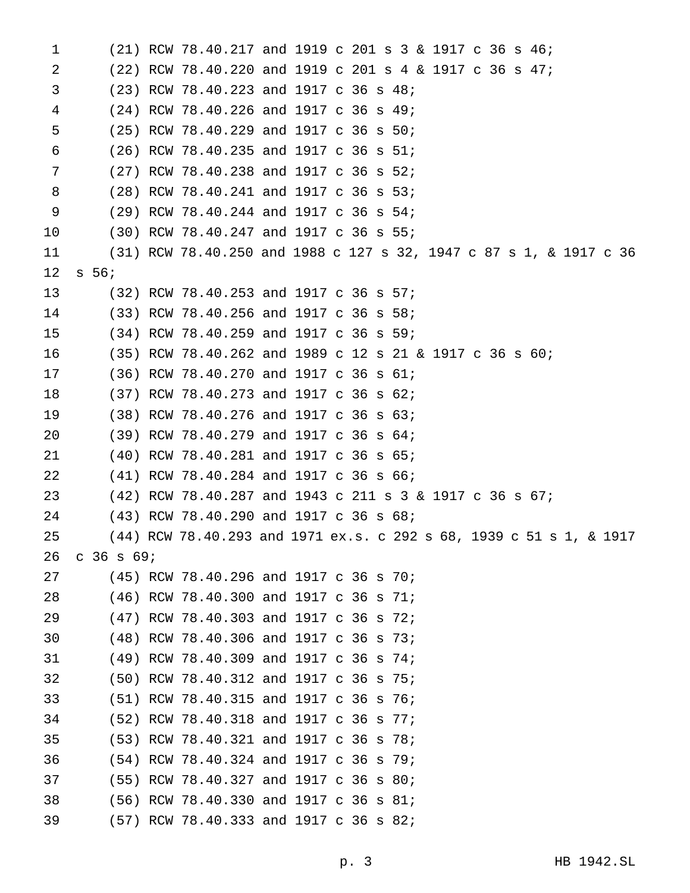(21) RCW 78.40.217 and 1919 c 201 s 3 & 1917 c 36 s 46;

(22) RCW 78.40.220 and 1919 c 201 s 4 & 1917 c 36 s 47;

(23) RCW 78.40.223 and 1917 c 36 s 48;

(24) RCW 78.40.226 and 1917 c 36 s 49;

(25) RCW 78.40.229 and 1917 c 36 s 50;

(26) RCW 78.40.235 and 1917 c 36 s 51;

(27) RCW 78.40.238 and 1917 c 36 s 52;

(28) RCW 78.40.241 and 1917 c 36 s 53;

(29) RCW 78.40.244 and 1917 c 36 s 54;

(30) RCW 78.40.247 and 1917 c 36 s 55;

(31) RCW 78.40.250 and 1988 c 127 s 32, 1947 c 87 s 1, & 1917 c 36 s 56;

(32) RCW 78.40.253 and 1917 c 36 s 57;

(33) RCW 78.40.256 and 1917 c 36 s 58;

(34) RCW 78.40.259 and 1917 c 36 s 59;

(35) RCW 78.40.262 and 1989 c 12 s 21 & 1917 c 36 s 60;

(36) RCW 78.40.270 and 1917 c 36 s 61;

(37) RCW 78.40.273 and 1917 c 36 s 62;

(38) RCW 78.40.276 and 1917 c 36 s 63;

(39) RCW 78.40.279 and 1917 c 36 s 64;

(40) RCW 78.40.281 and 1917 c 36 s 65;

(41) RCW 78.40.284 and 1917 c 36 s 66;

(42) RCW 78.40.287 and 1943 c 211 s 3 & 1917 c 36 s 67;

(43) RCW 78.40.290 and 1917 c 36 s 68;

(44) RCW 78.40.293 and 1971 ex.s. c 292 s 68, 1939 c 51 s 1, & 1917 c 36 s 69;

(45) RCW 78.40.296 and 1917 c 36 s 70;

(46) RCW 78.40.300 and 1917 c 36 s 71;

(47) RCW 78.40.303 and 1917 c 36 s 72;

(48) RCW 78.40.306 and 1917 c 36 s 73;

(49) RCW 78.40.309 and 1917 c 36 s 74;

(50) RCW 78.40.312 and 1917 c 36 s 75;

(51) RCW 78.40.315 and 1917 c 36 s 76;

(52) RCW 78.40.318 and 1917 c 36 s 77;

(53) RCW 78.40.321 and 1917 c 36 s 78;

(54) RCW 78.40.324 and 1917 c 36 s 79;

(55) RCW 78.40.327 and 1917 c 36 s 80;

(56) RCW 78.40.330 and 1917 c 36 s 81;

(57) RCW 78.40.333 and 1917 c 36 s 82;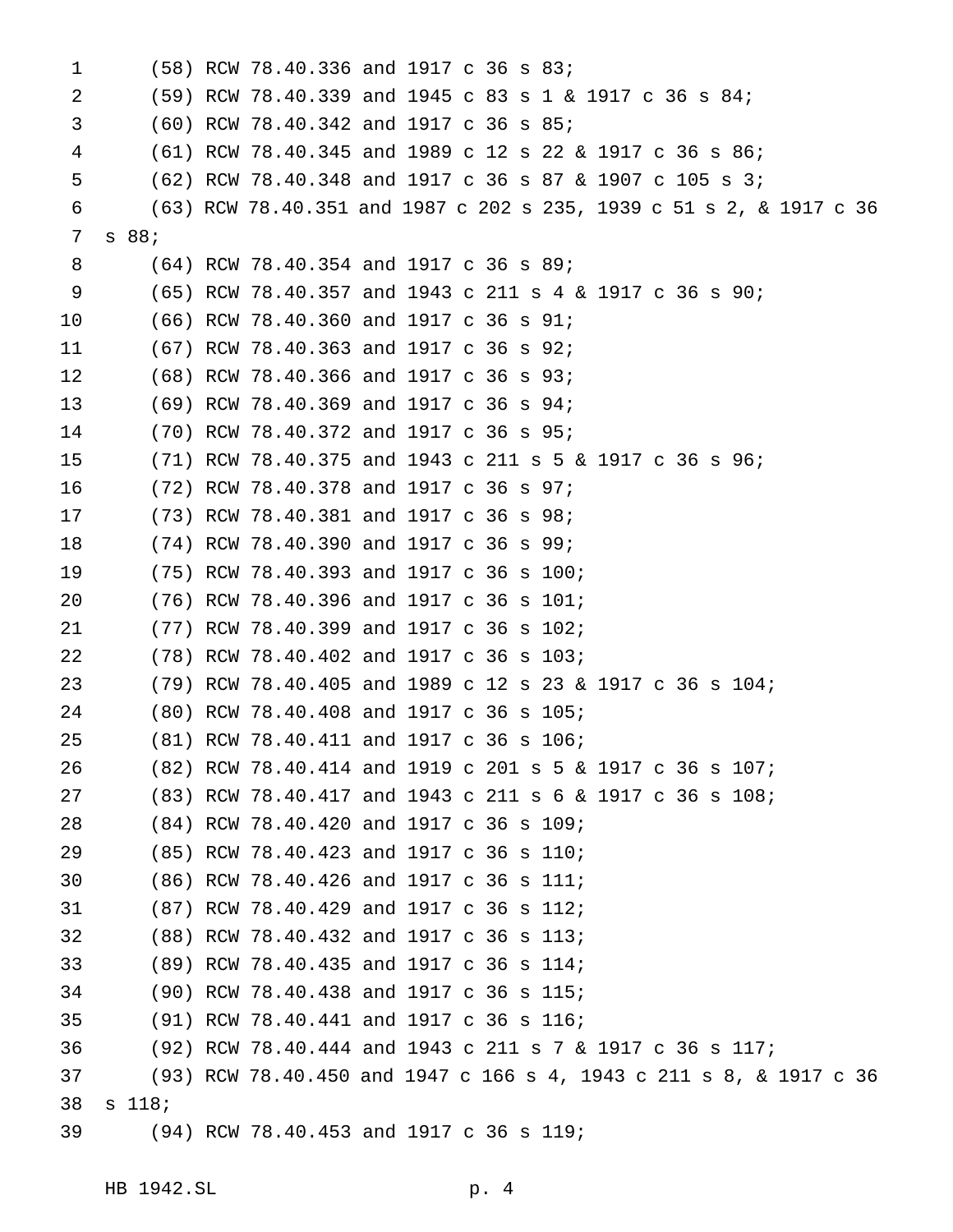(58) RCW 78.40.336 and 1917 c 36 s 83;

(59) RCW 78.40.339 and 1945 c 83 s 1 & 1917 c 36 s 84;

(60) RCW 78.40.342 and 1917 c 36 s 85;

(61) RCW 78.40.345 and 1989 c 12 s 22 & 1917 c 36 s 86;

(62) RCW 78.40.348 and 1917 c 36 s 87 & 1907 c 105 s 3;

(63) RCW 78.40.351 and 1987 c 202 s 235, 1939 c 51 s 2, & 1917 c 36 s 88;

(64) RCW 78.40.354 and 1917 c 36 s 89;

(65) RCW 78.40.357 and 1943 c 211 s 4 & 1917 c 36 s 90;

(66) RCW 78.40.360 and 1917 c 36 s 91;

(67) RCW 78.40.363 and 1917 c 36 s 92;

(68) RCW 78.40.366 and 1917 c 36 s 93;

(69) RCW 78.40.369 and 1917 c 36 s 94;

(70) RCW 78.40.372 and 1917 c 36 s 95;

(71) RCW 78.40.375 and 1943 c 211 s 5 & 1917 c 36 s 96;

(72) RCW 78.40.378 and 1917 c 36 s 97;

(73) RCW 78.40.381 and 1917 c 36 s 98;

(74) RCW 78.40.390 and 1917 c 36 s 99;

(75) RCW 78.40.393 and 1917 c 36 s 100;

(76) RCW 78.40.396 and 1917 c 36 s 101;

(77) RCW 78.40.399 and 1917 c 36 s 102;

(78) RCW 78.40.402 and 1917 c 36 s 103;

(79) RCW 78.40.405 and 1989 c 12 s 23 & 1917 c 36 s 104;

(80) RCW 78.40.408 and 1917 c 36 s 105;

(81) RCW 78.40.411 and 1917 c 36 s 106;

(82) RCW 78.40.414 and 1919 c 201 s 5 & 1917 c 36 s 107;

(83) RCW 78.40.417 and 1943 c 211 s 6 & 1917 c 36 s 108;

(84) RCW 78.40.420 and 1917 c 36 s 109;

(85) RCW 78.40.423 and 1917 c 36 s 110;

(86) RCW 78.40.426 and 1917 c 36 s 111;

(87) RCW 78.40.429 and 1917 c 36 s 112;

(88) RCW 78.40.432 and 1917 c 36 s 113;

(89) RCW 78.40.435 and 1917 c 36 s 114;

(90) RCW 78.40.438 and 1917 c 36 s 115;

(91) RCW 78.40.441 and 1917 c 36 s 116;

(92) RCW 78.40.444 and 1943 c 211 s 7 & 1917 c 36 s 117;

(93) RCW 78.40.450 and 1947 c 166 s 4, 1943 c 211 s 8, & 1917 c 36 s 118;

(94) RCW 78.40.453 and 1917 c 36 s 119;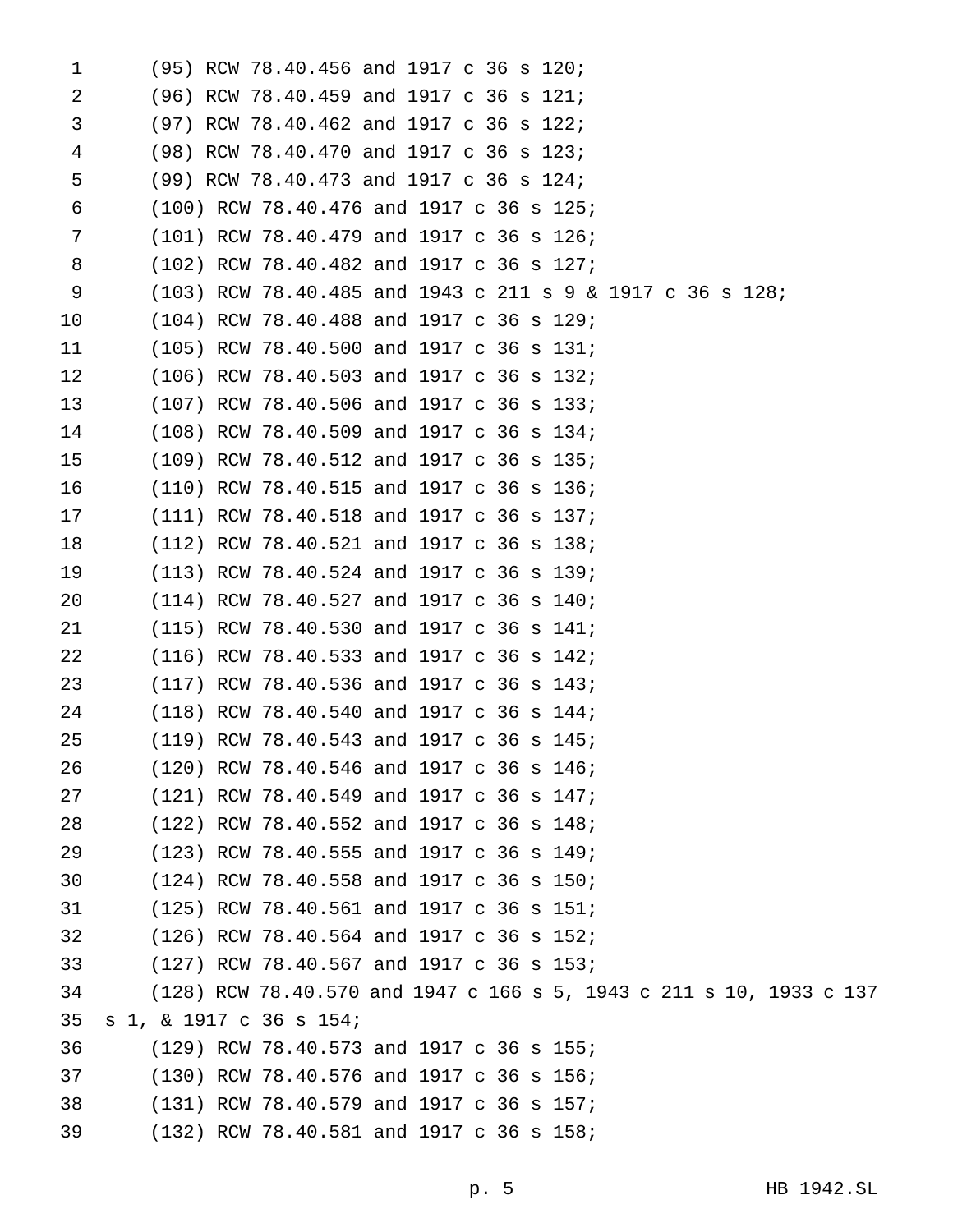(95) RCW 78.40.456 and 1917 c 36 s 120;

(96) RCW 78.40.459 and 1917 c 36 s 121;

(97) RCW 78.40.462 and 1917 c 36 s 122;

(98) RCW 78.40.470 and 1917 c 36 s 123;

(99) RCW 78.40.473 and 1917 c 36 s 124;

(100) RCW 78.40.476 and 1917 c 36 s 125;

(101) RCW 78.40.479 and 1917 c 36 s 126;

(102) RCW 78.40.482 and 1917 c 36 s 127;

(103) RCW 78.40.485 and 1943 c 211 s 9 & 1917 c 36 s 128;

(104) RCW 78.40.488 and 1917 c 36 s 129;

(105) RCW 78.40.500 and 1917 c 36 s 131;

(106) RCW 78.40.503 and 1917 c 36 s 132;

(107) RCW 78.40.506 and 1917 c 36 s 133;

(108) RCW 78.40.509 and 1917 c 36 s 134;

(109) RCW 78.40.512 and 1917 c 36 s 135;

(110) RCW 78.40.515 and 1917 c 36 s 136;

(111) RCW 78.40.518 and 1917 c 36 s 137;

(112) RCW 78.40.521 and 1917 c 36 s 138;

(113) RCW 78.40.524 and 1917 c 36 s 139;

(114) RCW 78.40.527 and 1917 c 36 s 140;

(115) RCW 78.40.530 and 1917 c 36 s 141;

(116) RCW 78.40.533 and 1917 c 36 s 142;

(117) RCW 78.40.536 and 1917 c 36 s 143;

(118) RCW 78.40.540 and 1917 c 36 s 144;

(119) RCW 78.40.543 and 1917 c 36 s 145;

(120) RCW 78.40.546 and 1917 c 36 s 146;

(121) RCW 78.40.549 and 1917 c 36 s 147;

(122) RCW 78.40.552 and 1917 c 36 s 148;

(123) RCW 78.40.555 and 1917 c 36 s 149;

(124) RCW 78.40.558 and 1917 c 36 s 150;

(125) RCW 78.40.561 and 1917 c 36 s 151;

(126) RCW 78.40.564 and 1917 c 36 s 152;

(127) RCW 78.40.567 and 1917 c 36 s 153;

(128) RCW 78.40.570 and 1947 c 166 s 5, 1943 c 211 s 10, 1933 c 137 s 1, & 1917 c 36 s 154;

(129) RCW 78.40.573 and 1917 c 36 s 155;

(130) RCW 78.40.576 and 1917 c 36 s 156;

(131) RCW 78.40.579 and 1917 c 36 s 157;

(132) RCW 78.40.581 and 1917 c 36 s 158;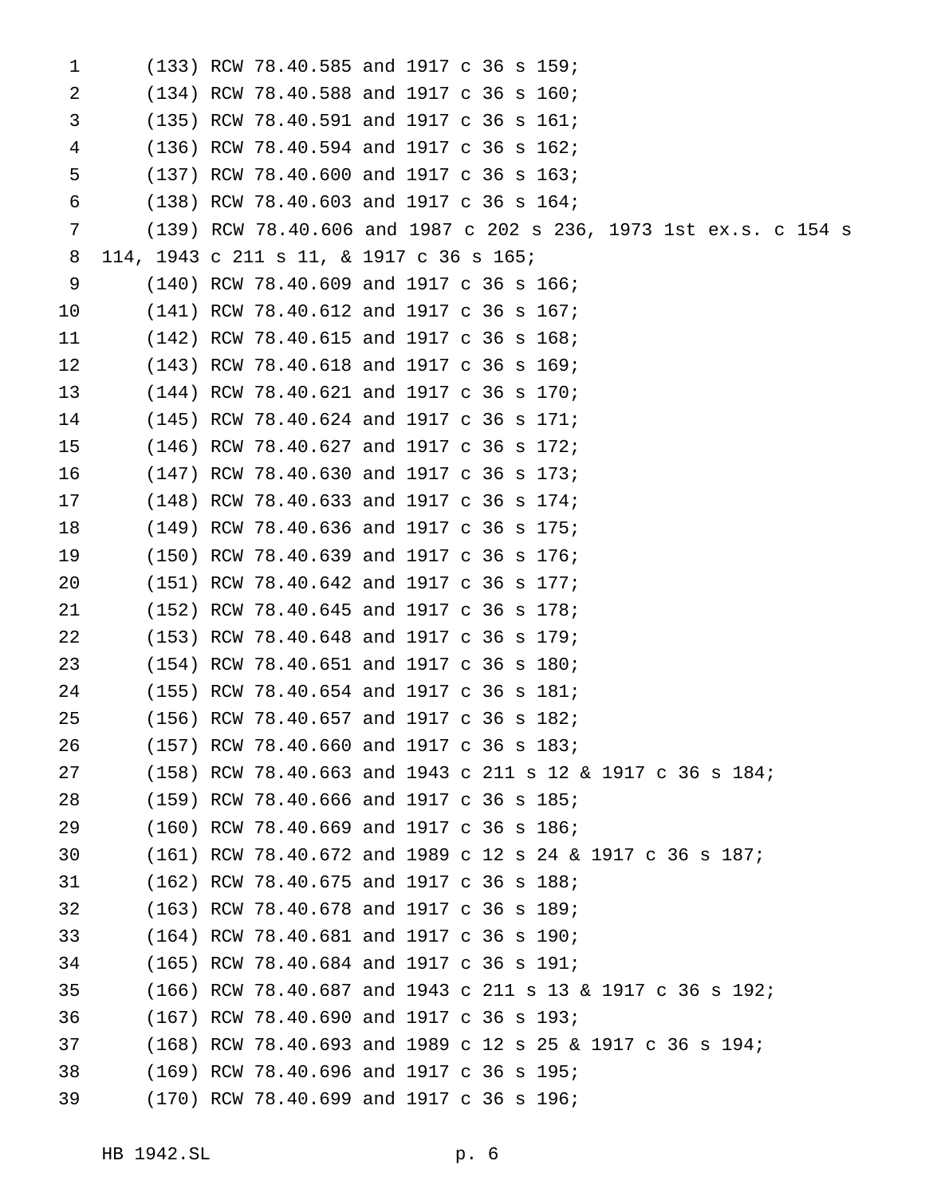(133) RCW 78.40.585 and 1917 c 36 s 159;

(134) RCW 78.40.588 and 1917 c 36 s 160;

(135) RCW 78.40.591 and 1917 c 36 s 161;

(136) RCW 78.40.594 and 1917 c 36 s 162;

(137) RCW 78.40.600 and 1917 c 36 s 163;

(138) RCW 78.40.603 and 1917 c 36 s 164;

(139) RCW 78.40.606 and 1987 c 202 s 236, 1973 1st ex.s. c 154 s 114, 1943 c 211 s 11, & 1917 c 36 s 165;

(140) RCW 78.40.609 and 1917 c 36 s 166;

(141) RCW 78.40.612 and 1917 c 36 s 167;

(142) RCW 78.40.615 and 1917 c 36 s 168;

(143) RCW 78.40.618 and 1917 c 36 s 169;

(144) RCW 78.40.621 and 1917 c 36 s 170;

(145) RCW 78.40.624 and 1917 c 36 s 171;

(146) RCW 78.40.627 and 1917 c 36 s 172;

(147) RCW 78.40.630 and 1917 c 36 s 173;

(148) RCW 78.40.633 and 1917 c 36 s 174;

(149) RCW 78.40.636 and 1917 c 36 s 175;

(150) RCW 78.40.639 and 1917 c 36 s 176;

(151) RCW 78.40.642 and 1917 c 36 s 177;

(152) RCW 78.40.645 and 1917 c 36 s 178;

(153) RCW 78.40.648 and 1917 c 36 s 179;

(154) RCW 78.40.651 and 1917 c 36 s 180;

(155) RCW 78.40.654 and 1917 c 36 s 181;

(156) RCW 78.40.657 and 1917 c 36 s 182;

(157) RCW 78.40.660 and 1917 c 36 s 183;

(158) RCW 78.40.663 and 1943 c 211 s 12 & 1917 c 36 s 184;

(159) RCW 78.40.666 and 1917 c 36 s 185;

(160) RCW 78.40.669 and 1917 c 36 s 186;

(161) RCW 78.40.672 and 1989 c 12 s 24 & 1917 c 36 s 187;

(162) RCW 78.40.675 and 1917 c 36 s 188;

(163) RCW 78.40.678 and 1917 c 36 s 189;

(164) RCW 78.40.681 and 1917 c 36 s 190;

(165) RCW 78.40.684 and 1917 c 36 s 191;

(166) RCW 78.40.687 and 1943 c 211 s 13 & 1917 c 36 s 192;

(167) RCW 78.40.690 and 1917 c 36 s 193;

(168) RCW 78.40.693 and 1989 c 12 s 25 & 1917 c 36 s 194;

(169) RCW 78.40.696 and 1917 c 36 s 195;

(170) RCW 78.40.699 and 1917 c 36 s 196;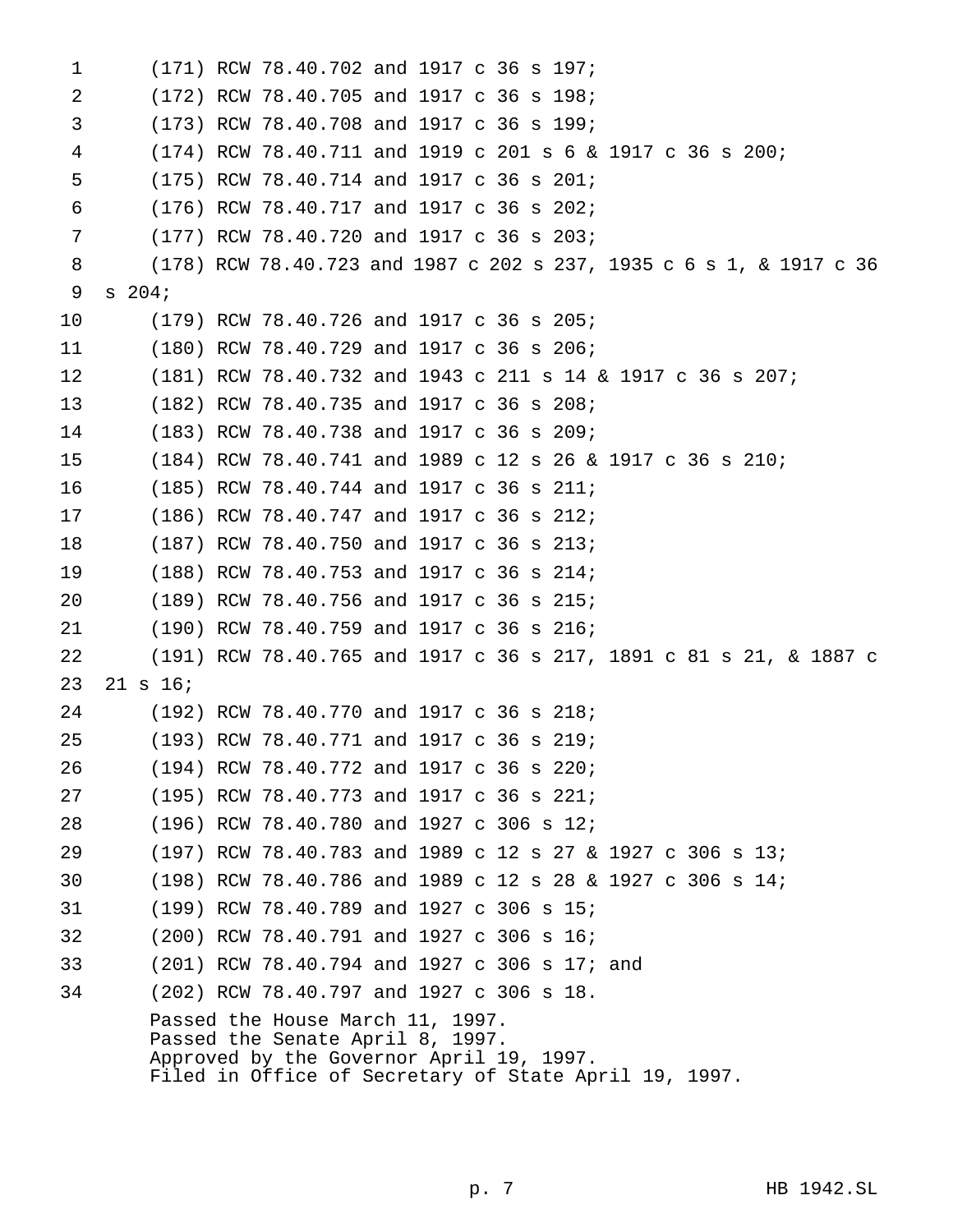(171) RCW 78.40.702 and 1917 c 36 s 197;

(172) RCW 78.40.705 and 1917 c 36 s 198;

(173) RCW 78.40.708 and 1917 c 36 s 199;

(174) RCW 78.40.711 and 1919 c 201 s 6 & 1917 c 36 s 200;

(175) RCW 78.40.714 and 1917 c 36 s 201;

(176) RCW 78.40.717 and 1917 c 36 s 202;

(177) RCW 78.40.720 and 1917 c 36 s 203;

(178) RCW 78.40.723 and 1987 c 202 s 237, 1935 c 6 s 1, & 1917 c 36 s 204;

(179) RCW 78.40.726 and 1917 c 36 s 205;

(180) RCW 78.40.729 and 1917 c 36 s 206;

(181) RCW 78.40.732 and 1943 c 211 s 14 & 1917 c 36 s 207;

(182) RCW 78.40.735 and 1917 c 36 s 208;

(183) RCW 78.40.738 and 1917 c 36 s 209;

(184) RCW 78.40.741 and 1989 c 12 s 26 & 1917 c 36 s 210;

(185) RCW 78.40.744 and 1917 c 36 s 211;

(186) RCW 78.40.747 and 1917 c 36 s 212;

(187) RCW 78.40.750 and 1917 c 36 s 213;

(188) RCW 78.40.753 and 1917 c 36 s 214;

(189) RCW 78.40.756 and 1917 c 36 s 215;

(190) RCW 78.40.759 and 1917 c 36 s 216;

(191) RCW 78.40.765 and 1917 c 36 s 217, 1891 c 81 s 21, & 1887 c 21 s 16;

(192) RCW 78.40.770 and 1917 c 36 s 218;

(193) RCW 78.40.771 and 1917 c 36 s 219;

(194) RCW 78.40.772 and 1917 c 36 s 220;

(195) RCW 78.40.773 and 1917 c 36 s 221;

(196) RCW 78.40.780 and 1927 c 306 s 12;

(197) RCW 78.40.783 and 1989 c 12 s 27 & 1927 c 306 s 13;

(198) RCW 78.40.786 and 1989 c 12 s 28 & 1927 c 306 s 14;

(199) RCW 78.40.789 and 1927 c 306 s 15;

(200) RCW 78.40.791 and 1927 c 306 s 16;

(201) RCW 78.40.794 and 1927 c 306 s 17; and

(202) RCW 78.40.797 and 1927 c 306 s 18.

Passed the House March 11, 1997.
Passed the Senate April 8, 1997.
Approved by the Governor April 19, 1997.
Filed in Office of Secretary of State April 19, 1997.